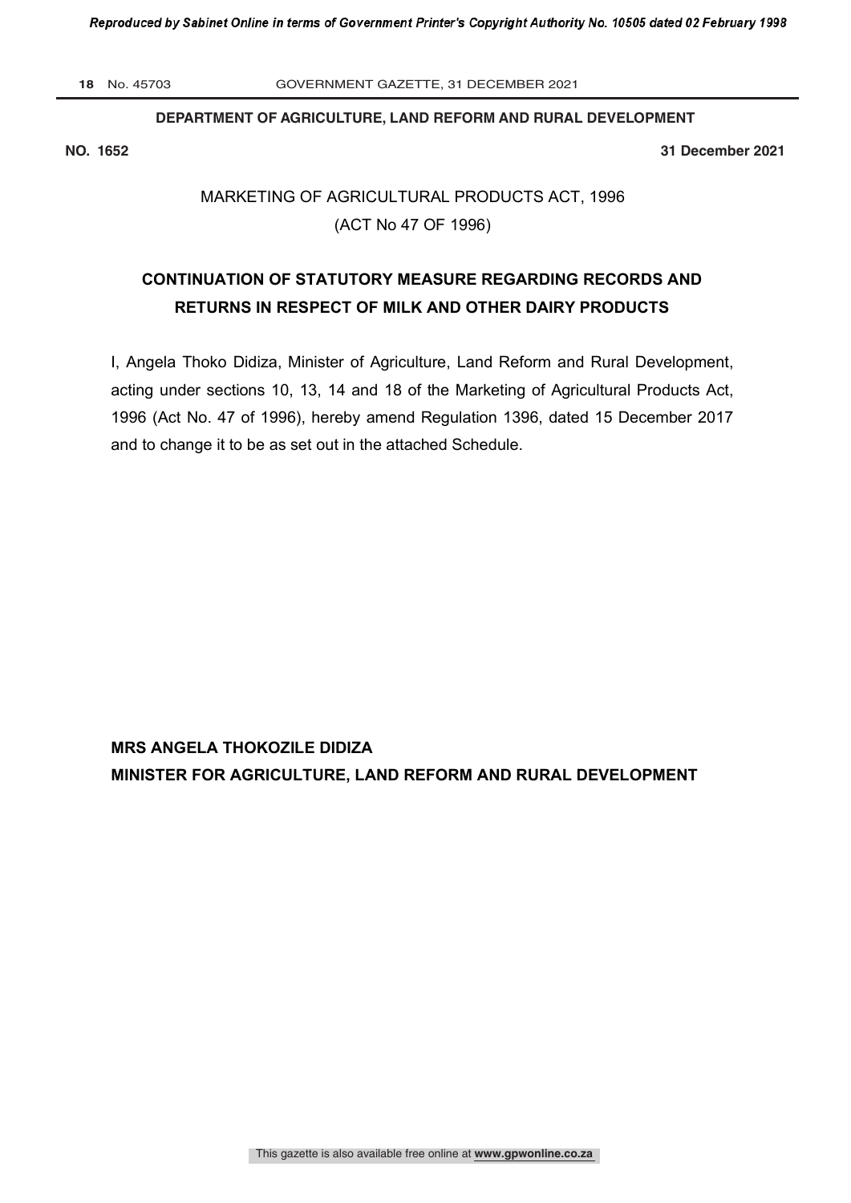**DEPARTMENT OF AGRICULTURE, LAND REFORM AND RURAL DEVELOPMENT**

**NO. 1652** **31 December 2021**

MARKETING OF AGRICULTURAL PRODUCTS ACT, 1996

(ACT No 47 OF 1996)

## CONTINUATION OF STATUTORY MEASURE REGARDING RECORDS AND RETURNS IN RESPECT OF MILK AND OTHER DAIRY PRODUCTS

I, Angela Thoko Didiza, Minister of Agriculture, Land Reform and Rural Development, acting under sections 10, 13, 14 and 18 of the Marketing of Agricultural Products Act, 1996 (Act No. 47 of 1996), hereby amend Regulation 1396, dated 15 December 2017 and to change it to be as set out in the attached Schedule.

**MRS ANGELA THOKOZILE DIDIZA**
**MINISTER FOR AGRICULTURE, LAND REFORM AND RURAL DEVELOPMENT**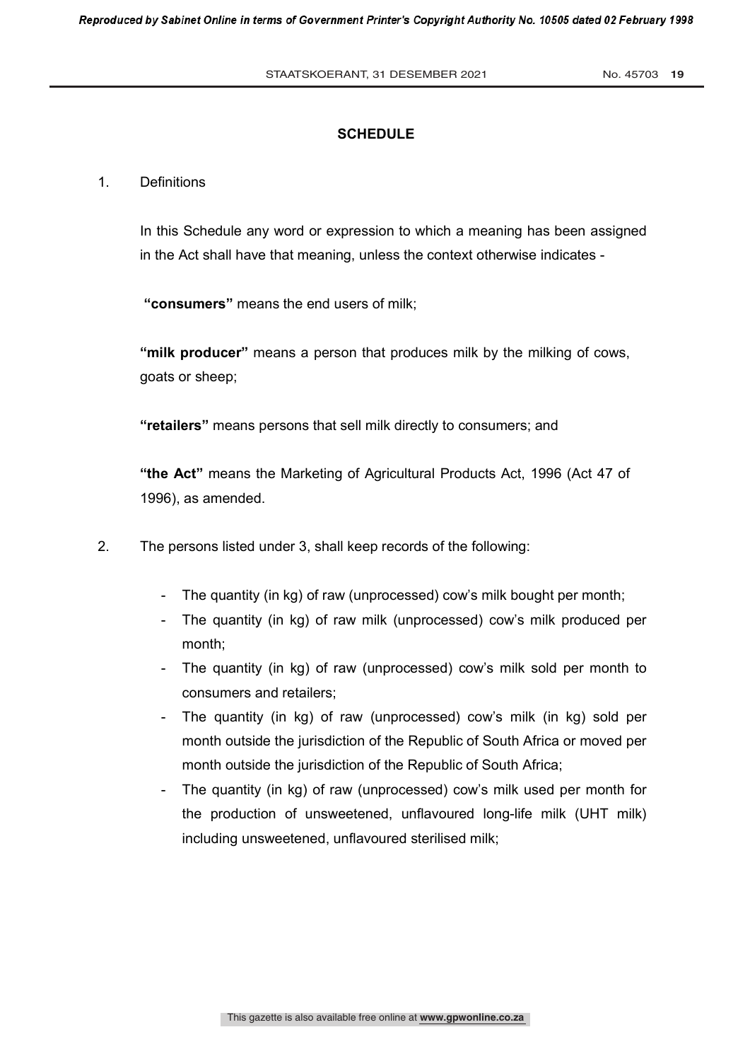## SCHEDULE

1. Definitions

   In this Schedule any word or expression to which a meaning has been assigned in the Act shall have that meaning, unless the context otherwise indicates -

   **"consumers"** means the end users of milk;

   **"milk producer"** means a person that produces milk by the milking of cows, goats or sheep;

   **"retailers"** means persons that sell milk directly to consumers; and

   **"the Act"** means the Marketing of Agricultural Products Act, 1996 (Act 47 of 1996), as amended.

2. The persons listed under 3, shall keep records of the following:

   - The quantity (in kg) of raw (unprocessed) cow's milk bought per month;
   - The quantity (in kg) of raw milk (unprocessed) cow's milk produced per month;
   - The quantity (in kg) of raw (unprocessed) cow's milk sold per month to consumers and retailers;
   - The quantity (in kg) of raw (unprocessed) cow's milk (in kg) sold per month outside the jurisdiction of the Republic of South Africa or moved per month outside the jurisdiction of the Republic of South Africa;
   - The quantity (in kg) of raw (unprocessed) cow's milk used per month for the production of unsweetened, unflavoured long-life milk (UHT milk) including unsweetened, unflavoured sterilised milk;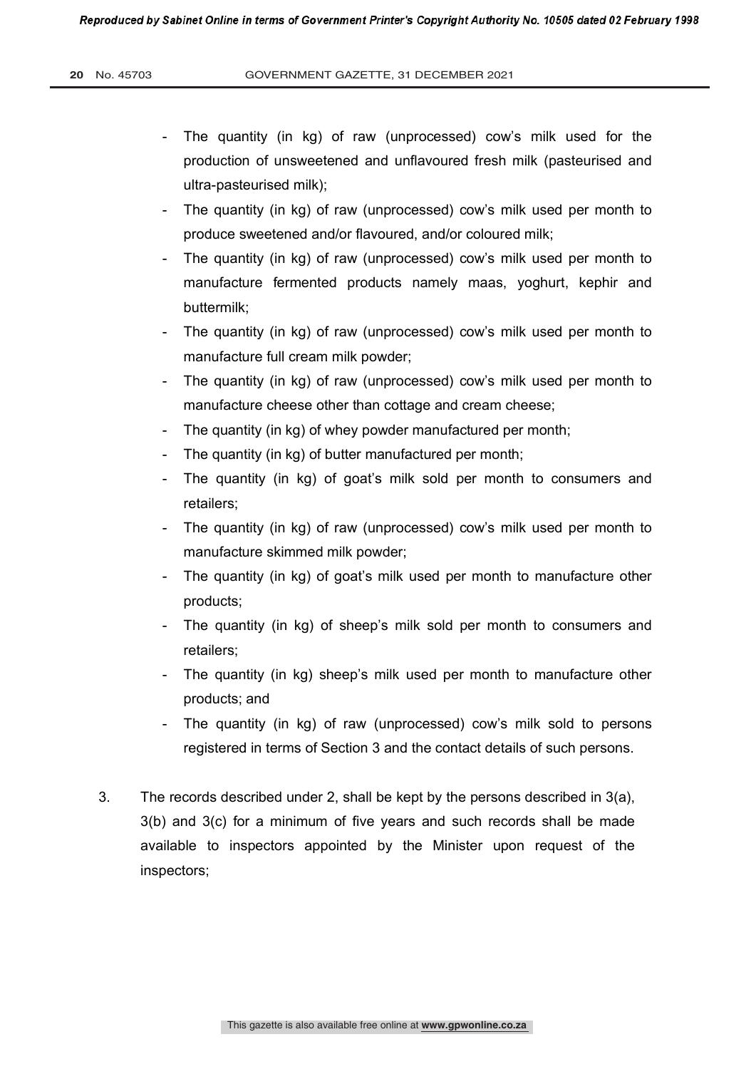- The quantity (in kg) of raw (unprocessed) cow's milk used for the production of unsweetened and unflavoured fresh milk (pasteurised and ultra-pasteurised milk);
- The quantity (in kg) of raw (unprocessed) cow's milk used per month to produce sweetened and/or flavoured, and/or coloured milk;
- The quantity (in kg) of raw (unprocessed) cow's milk used per month to manufacture fermented products namely maas, yoghurt, kephir and buttermilk;
- The quantity (in kg) of raw (unprocessed) cow's milk used per month to manufacture full cream milk powder;
- The quantity (in kg) of raw (unprocessed) cow's milk used per month to manufacture cheese other than cottage and cream cheese;
- The quantity (in kg) of whey powder manufactured per month;
- The quantity (in kg) of butter manufactured per month;
- The quantity (in kg) of goat's milk sold per month to consumers and retailers;
- The quantity (in kg) of raw (unprocessed) cow's milk used per month to manufacture skimmed milk powder;
- The quantity (in kg) of goat's milk used per month to manufacture other products;
- The quantity (in kg) of sheep's milk sold per month to consumers and retailers;
- The quantity (in kg) sheep's milk used per month to manufacture other products; and
- The quantity (in kg) of raw (unprocessed) cow's milk sold to persons registered in terms of Section 3 and the contact details of such persons.

3. The records described under 2, shall be kept by the persons described in 3(a), 3(b) and 3(c) for a minimum of five years and such records shall be made available to inspectors appointed by the Minister upon request of the inspectors;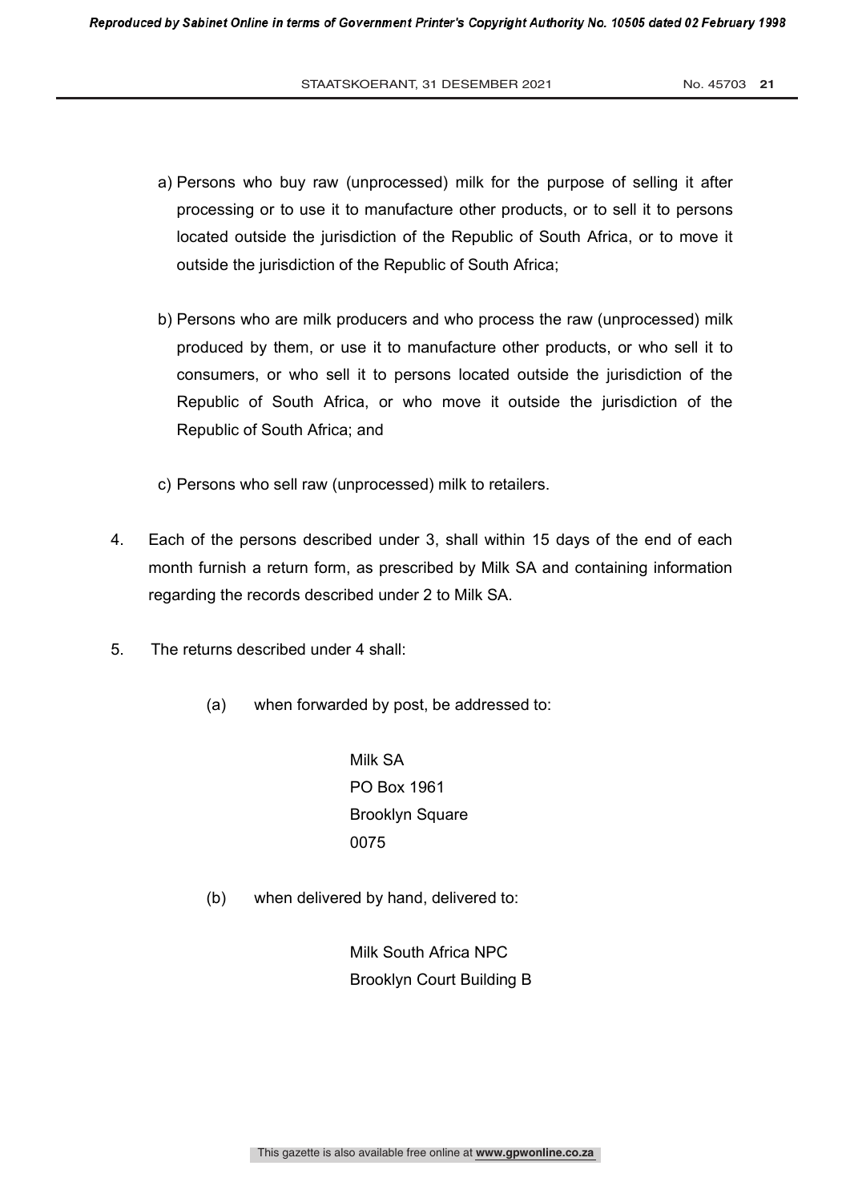a) Persons who buy raw (unprocessed) milk for the purpose of selling it after processing or to use it to manufacture other products, or to sell it to persons located outside the jurisdiction of the Republic of South Africa, or to move it outside the jurisdiction of the Republic of South Africa;

b) Persons who are milk producers and who process the raw (unprocessed) milk produced by them, or use it to manufacture other products, or who sell it to consumers, or who sell it to persons located outside the jurisdiction of the Republic of South Africa, or who move it outside the jurisdiction of the Republic of South Africa; and

c) Persons who sell raw (unprocessed) milk to retailers.

4. Each of the persons described under 3, shall within 15 days of the end of each month furnish a return form, as prescribed by Milk SA and containing information regarding the records described under 2 to Milk SA.

5. The returns described under 4 shall:

(a) when forwarded by post, be addressed to:

Milk SA
PO Box 1961
Brooklyn Square
0075

(b) when delivered by hand, delivered to:

Milk South Africa NPC
Brooklyn Court Building B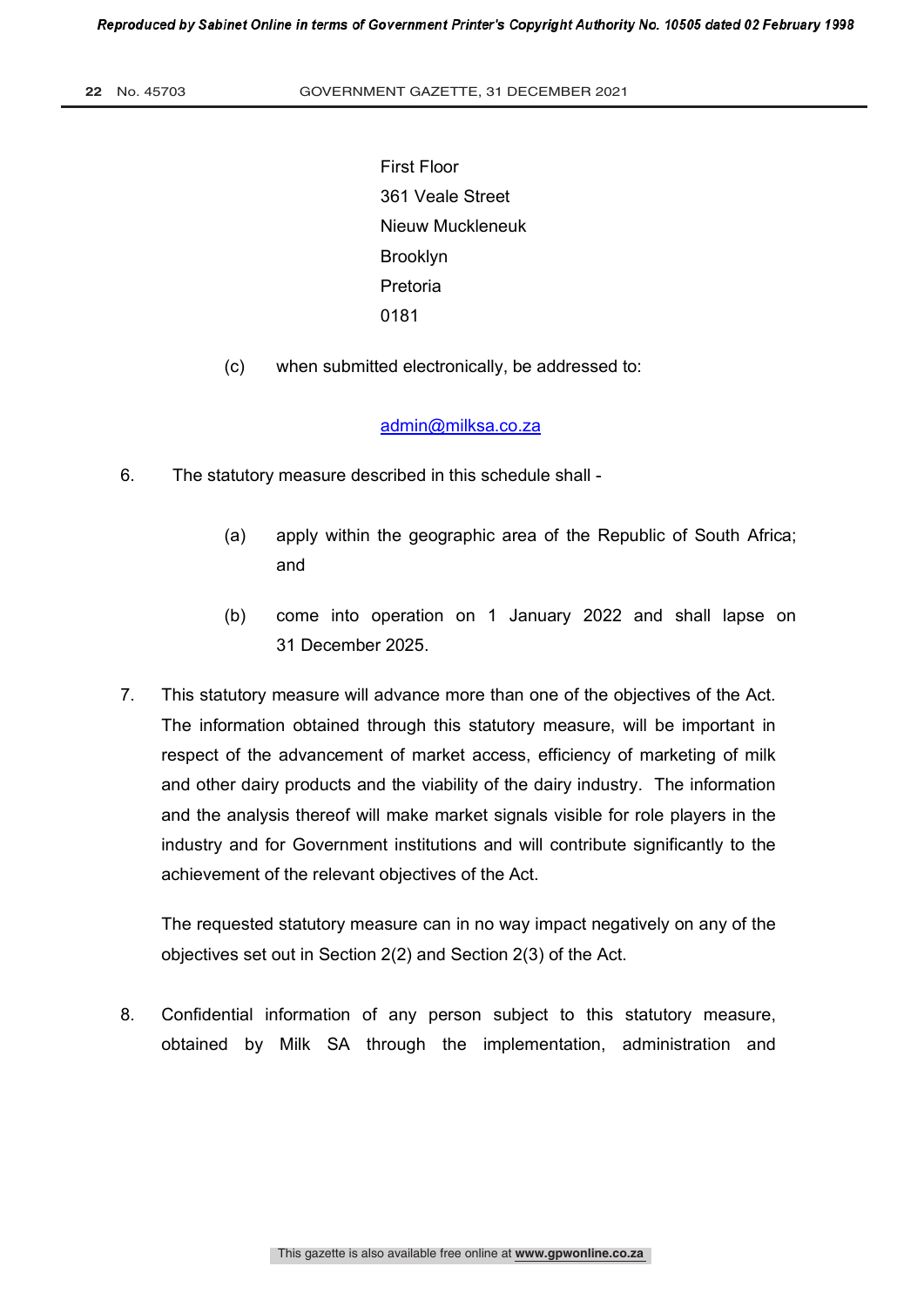First Floor
361 Veale Street
Nieuw Muckleneuk
Brooklyn
Pretoria
0181

(c) when submitted electronically, be addressed to:

admin@milksa.co.za

6. The statutory measure described in this schedule shall -

   (a) apply within the geographic area of the Republic of South Africa; and

   (b) come into operation on 1 January 2022 and shall lapse on 31 December 2025.

7. This statutory measure will advance more than one of the objectives of the Act. The information obtained through this statutory measure, will be important in respect of the advancement of market access, efficiency of marketing of milk and other dairy products and the viability of the dairy industry. The information and the analysis thereof will make market signals visible for role players in the industry and for Government institutions and will contribute significantly to the achievement of the relevant objectives of the Act.

   The requested statutory measure can in no way impact negatively on any of the objectives set out in Section 2(2) and Section 2(3) of the Act.

8. Confidential information of any person subject to this statutory measure, obtained by Milk SA through the implementation, administration and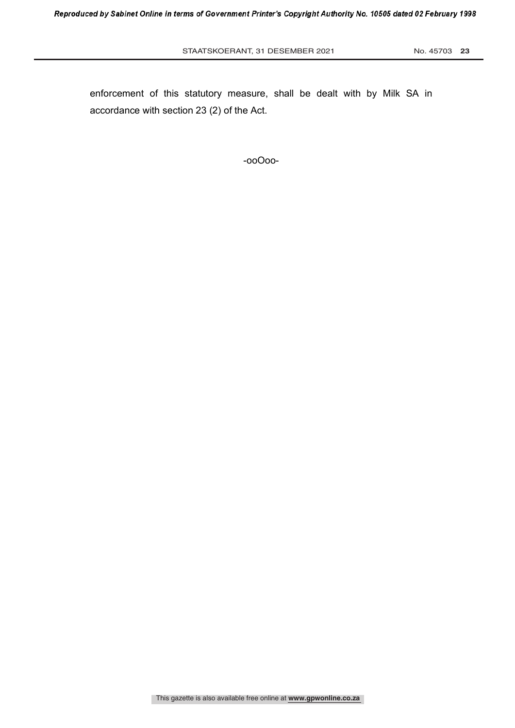enforcement of this statutory measure, shall be dealt with by Milk SA in accordance with section 23 (2) of the Act.

-ooOoo-